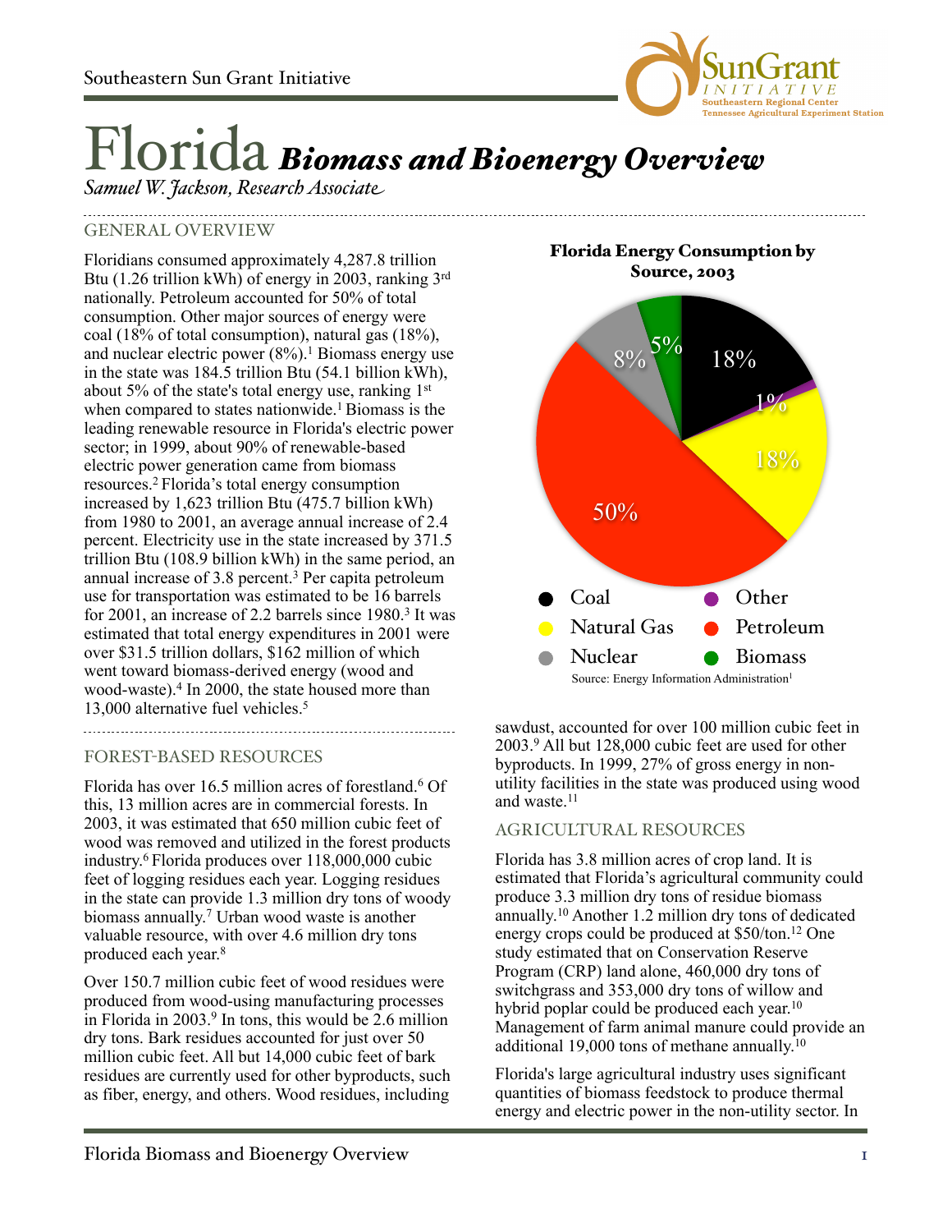# Florida *Biomass and Bioenergy Overview*

*Samuel W. Jackson, Research Associate*

## GENERAL OVERVIEW

Floridians consumed approximately 4,287.8 trillion Btu (1.26 trillion kWh) of energy in 2003, ranking 3rd nationally. Petroleum accounted for 50% of total consumption. Other major sources of energy were coal (18% of total consumption), natural gas (18%), and nuclear electric power (8%).[1] Biomass energy use in the state was 184.5 trillion Btu (54.1 billion kWh), about 5% of the state's total energy use, ranking 1st when compared to states nationwide.[1] Biomass is the leading renewable resource in Florida's electric power sector; in 1999, about 90% of renewable-based electric power generation came from biomass resources.[2] Florida's total energy consumption increased by 1,623 trillion Btu (475.7 billion kWh) from 1980 to 2001, an average annual increase of 2.4 percent. Electricity use in the state increased by 371.5 trillion Btu (108.9 billion kWh) in the same period, an annual increase of 3.8 percent.[3] Per capita petroleum use for transportation was estimated to be 16 barrels for 2001, an increase of 2.2 barrels since 1980.[3] It was estimated that total energy expenditures in 2001 were over $31.5 trillion dollars, $162 million of which went toward biomass-derived energy (wood and wood-waste).[4] In 2000, the state housed more than 13,000 alternative fuel vehicles.[5]

**Florida Energy Consumption by Source, 2003**

| Source | Share |
|---|---|
| Coal | 18% |
| Other | 1% |
| Natural Gas | 18% |
| Petroleum | 50% |
| Nuclear | 8% |
| Biomass | 5% |

Source: Energy Information Administration[1]

## FOREST-BASED RESOURCES

Florida has over 16.5 million acres of forestland.[6] Of this, 13 million acres are in commercial forests. In 2003, it was estimated that 650 million cubic feet of wood was removed and utilized in the forest products industry.[6] Florida produces over 118,000,000 cubic feet of logging residues each year. Logging residues in the state can provide 1.3 million dry tons of woody biomass annually.[7] Urban wood waste is another valuable resource, with over 4.6 million dry tons produced each year.[8]

Over 150.7 million cubic feet of wood residues were produced from wood-using manufacturing processes in Florida in 2003.[9] In tons, this would be 2.6 million dry tons. Bark residues accounted for just over 50 million cubic feet. All but 14,000 cubic feet of bark residues are currently used for other byproducts, such as fiber, energy, and others. Wood residues, including sawdust, accounted for over 100 million cubic feet in 2003.[9] All but 128,000 cubic feet are used for other byproducts. In 1999, 27% of gross energy in non-utility facilities in the state was produced using wood and waste.[11]

## AGRICULTURAL RESOURCES

Florida has 3.8 million acres of crop land. It is estimated that Florida's agricultural community could produce 3.3 million dry tons of residue biomass annually.[10] Another 1.2 million dry tons of dedicated energy crops could be produced at $50/ton.[12] One study estimated that on Conservation Reserve Program (CRP) land alone, 460,000 dry tons of switchgrass and 353,000 dry tons of willow and hybrid poplar could be produced each year.[10] Management of farm animal manure could provide an additional 19,000 tons of methane annually.[10]

Florida's large agricultural industry uses significant quantities of biomass feedstock to produce thermal energy and electric power in the non-utility sector. In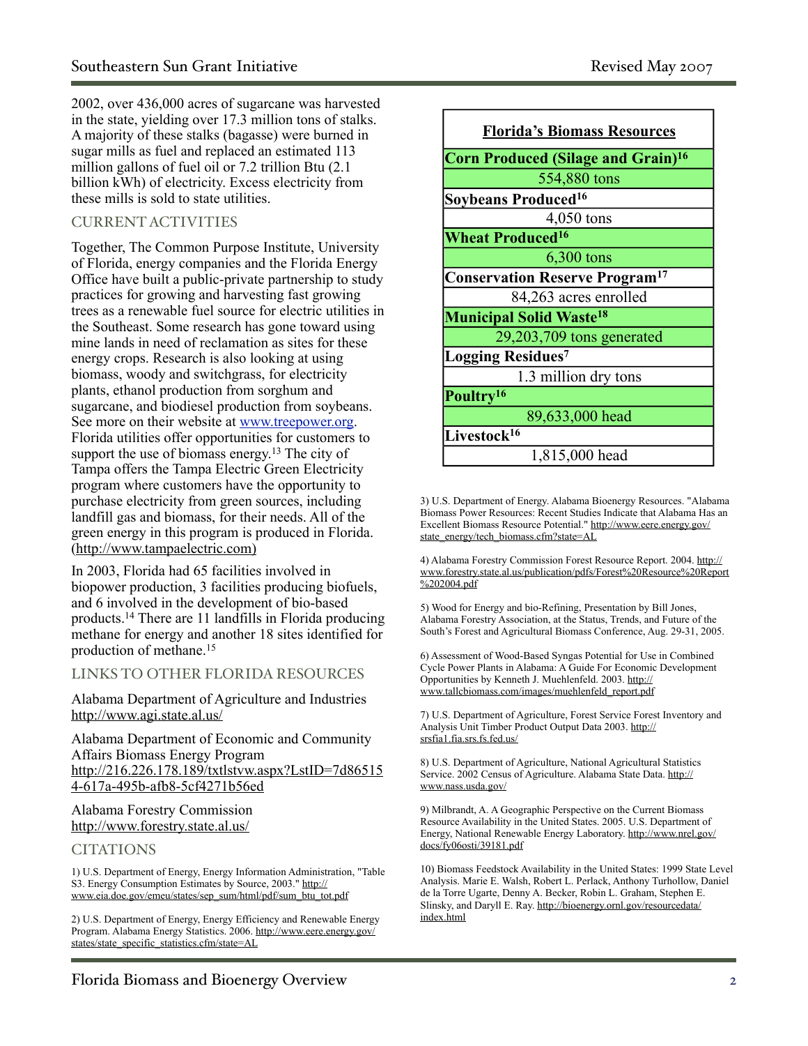2002, over 436,000 acres of sugarcane was harvested in the state, yielding over 17.3 million tons of stalks. A majority of these stalks (bagasse) were burned in sugar mills as fuel and replaced an estimated 113 million gallons of fuel oil or 7.2 trillion Btu (2.1 billion kWh) of electricity. Excess electricity from these mills is sold to state utilities.

## CURRENT ACTIVITIES

Together, The Common Purpose Institute, University of Florida, energy companies and the Florida Energy Office have built a public-private partnership to study practices for growing and harvesting fast growing trees as a renewable fuel source for electric utilities in the Southeast. Some research has gone toward using mine lands in need of reclamation as sites for these energy crops. Research is also looking at using biomass, woody and switchgrass, for electricity plants, ethanol production from sorghum and sugarcane, and biodiesel production from soybeans. See more on their website at www.treepower.org. Florida utilities offer opportunities for customers to support the use of biomass energy.[13] The city of Tampa offers the Tampa Electric Green Electricity program where customers have the opportunity to purchase electricity from green sources, including landfill gas and biomass, for their needs. All of the green energy in this program is produced in Florida. (http://www.tampaelectric.com)

In 2003, Florida had 65 facilities involved in biopower production, 3 facilities producing biofuels, and 6 involved in the development of bio-based products.[14] There are 11 landfills in Florida producing methane for energy and another 18 sites identified for production of methane.[15]

| Florida's Biomass Resources |
|---|
| **Corn Produced (Silage and Grain)[16]** |
| 554,880 tons |
| **Soybeans Produced[16]** |
| 4,050 tons |
| **Wheat Produced[16]** |
| 6,300 tons |
| **Conservation Reserve Program[17]** |
| 84,263 acres enrolled |
| **Municipal Solid Waste[18]** |
| 29,203,709 tons generated |
| **Logging Residues[7]** |
| 1.3 million dry tons |
| **Poultry[16]** |
| 89,633,000 head |
| **Livestock[16]** |
| 1,815,000 head |

## LINKS TO OTHER FLORIDA RESOURCES

Alabama Department of Agriculture and Industries
http://www.agi.state.al.us/

Alabama Department of Economic and Community Affairs Biomass Energy Program
http://216.226.178.189/txtlstvw.aspx?LstID=7d865154-617a-495b-afb8-5cf4271b56ed

Alabama Forestry Commission
http://www.forestry.state.al.us/

## CITATIONS

1) U.S. Department of Energy, Energy Information Administration, "Table S3. Energy Consumption Estimates by Source, 2003." http://www.eia.doe.gov/emeu/states/sep_sum/html/pdf/sum_btu_tot.pdf

2) U.S. Department of Energy, Energy Efficiency and Renewable Energy Program. Alabama Energy Statistics. 2006. http://www.eere.energy.gov/states/state_specific_statistics.cfm/state=AL

3) U.S. Department of Energy. Alabama Bioenergy Resources. "Alabama Biomass Power Resources: Recent Studies Indicate that Alabama Has an Excellent Biomass Resource Potential." http://www.eere.energy.gov/state_energy/tech_biomass.cfm?state=AL

4) Alabama Forestry Commission Forest Resource Report. 2004. http://www.forestry.state.al.us/publication/pdfs/Forest%20Resource%20Report%202004.pdf

5) Wood for Energy and bio-Refining, Presentation by Bill Jones, Alabama Forestry Association, at the Status, Trends, and Future of the South's Forest and Agricultural Biomass Conference, Aug. 29-31, 2005.

6) Assessment of Wood-Based Syngas Potential for Use in Combined Cycle Power Plants in Alabama: A Guide For Economic Development Opportunities by Kenneth J. Muehlenfeld. 2003. http://www.tallcbiomass.com/images/muehlenfeld_report.pdf

7) U.S. Department of Agriculture, Forest Service Forest Inventory and Analysis Unit Timber Product Output Data 2003. http://srsfia1.fia.srs.fs.fed.us/

8) U.S. Department of Agriculture, National Agricultural Statistics Service. 2002 Census of Agriculture. Alabama State Data. http://www.nass.usda.gov/

9) Milbrandt, A. A Geographic Perspective on the Current Biomass Resource Availability in the United States. 2005. U.S. Department of Energy, National Renewable Energy Laboratory. http://www.nrel.gov/docs/fy06osti/39181.pdf

10) Biomass Feedstock Availability in the United States: 1999 State Level Analysis. Marie E. Walsh, Robert L. Perlack, Anthony Turhollow, Daniel de la Torre Ugarte, Denny A. Becker, Robin L. Graham, Stephen E. Slinsky, and Daryll E. Ray. http://bioenergy.ornl.gov/resourcedata/index.html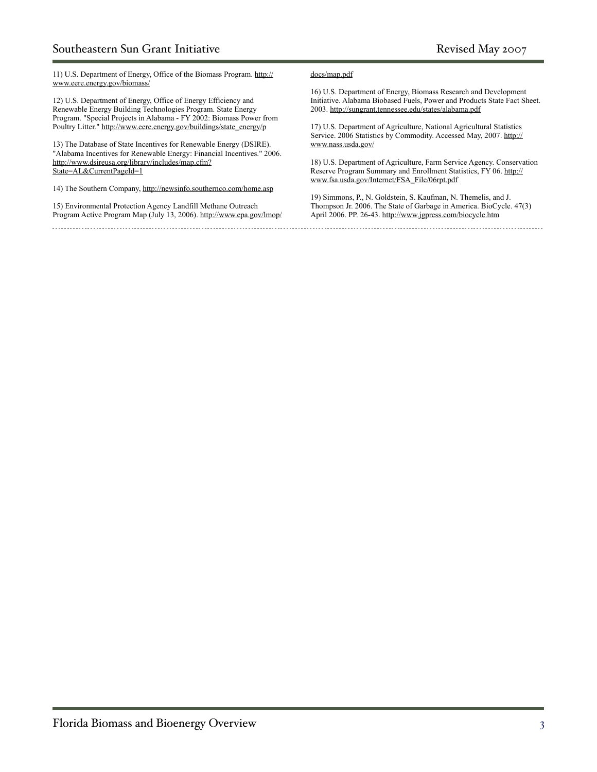11) U.S. Department of Energy, Office of the Biomass Program. http://www.eere.energy.gov/biomass/

12) U.S. Department of Energy, Office of Energy Efficiency and Renewable Energy Building Technologies Program. State Energy Program. "Special Projects in Alabama - FY 2002: Biomass Power from Poultry Litter." http://www.eere.energy.gov/buildings/state_energy/p

13) The Database of State Incentives for Renewable Energy (DSIRE). "Alabama Incentives for Renewable Energy: Financial Incentives." 2006. http://www.dsireusa.org/library/includes/map.cfm?State=AL&CurrentPageId=1

14) The Southern Company, http://newsinfo.southernco.com/home.asp

15) Environmental Protection Agency Landfill Methane Outreach Program Active Program Map (July 13, 2006). http://www.epa.gov/lmop/docs/map.pdf

16) U.S. Department of Energy, Biomass Research and Development Initiative. Alabama Biobased Fuels, Power and Products State Fact Sheet. 2003. http://sungrant.tennessee.edu/states/alabama.pdf

17) U.S. Department of Agriculture, National Agricultural Statistics Service. 2006 Statistics by Commodity. Accessed May, 2007. http://www.nass.usda.gov/

18) U.S. Department of Agriculture, Farm Service Agency. Conservation Reserve Program Summary and Enrollment Statistics, FY 06. http://www.fsa.usda.gov/Internet/FSA_File/06rpt.pdf

19) Simmons, P., N. Goldstein, S. Kaufman, N. Themelis, and J. Thompson Jr. 2006. The State of Garbage in America. BioCycle. 47(3) April 2006. PP. 26-43. http://www.jgpress.com/biocycle.htm